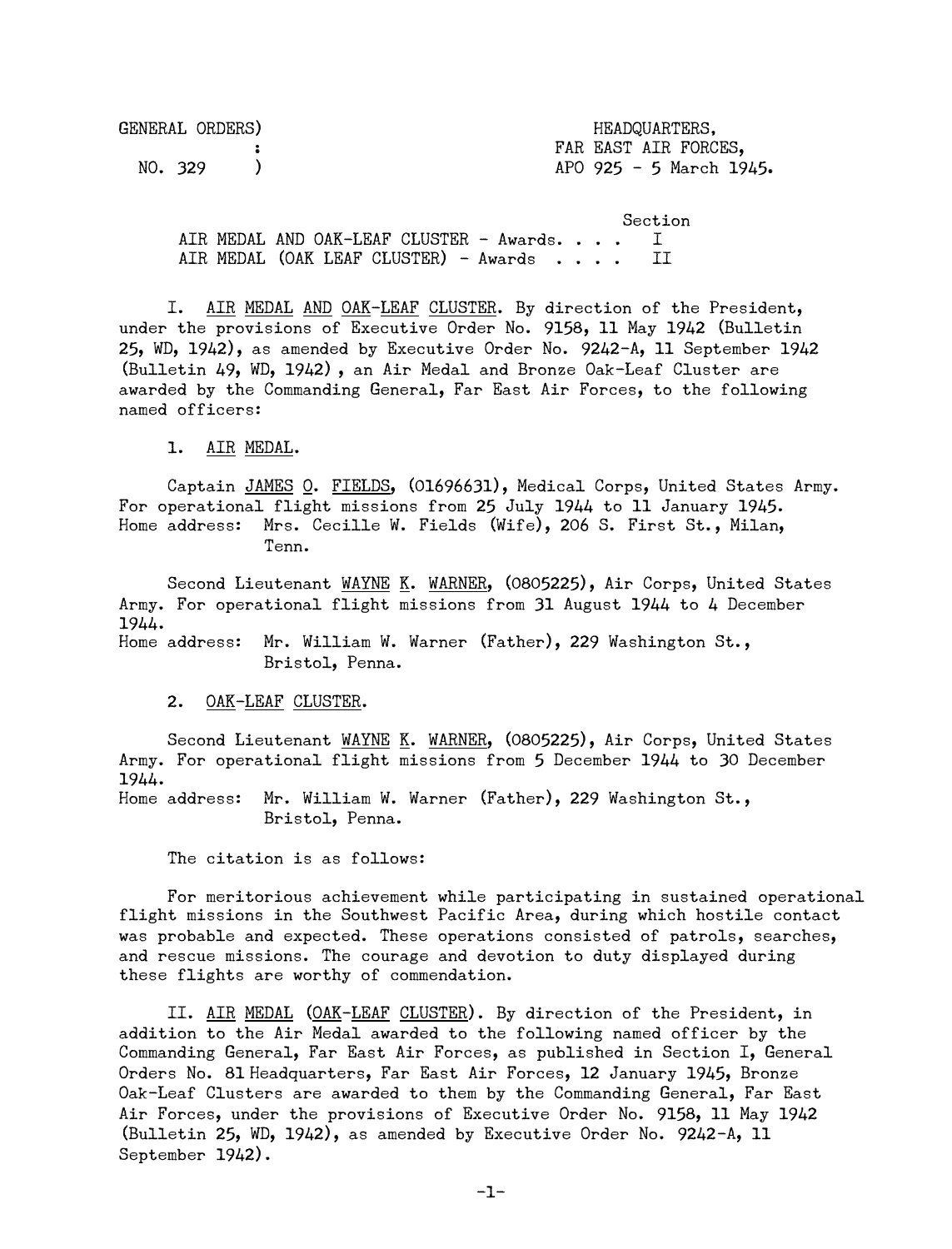GENERAL ORDERS)
:
NO. 329 )

HEADQUARTERS,
FAR EAST AIR FORCES,
APO 925 - 5 March 1945.

| | Section |
|---|---|
| AIR MEDAL AND OAK-LEAF CLUSTER - Awards. . . . | I |
| AIR MEDAL (OAK LEAF CLUSTER) - Awards . . . . | II |

I. AIR MEDAL AND OAK-LEAF CLUSTER. By direction of the President, under the provisions of Executive Order No. 9158, 11 May 1942 (Bulletin 25, WD, 1942), as amended by Executive Order No. 9242-A, 11 September 1942 (Bulletin 49, WD, 1942), an Air Medal and Bronze Oak-Leaf Cluster are awarded by the Commanding General, Far East Air Forces, to the following named officers:

1. AIR MEDAL.

Captain JAMES O. FIELDS, (01696631), Medical Corps, United States Army. For operational flight missions from 25 July 1944 to 11 January 1945.
Home address: Mrs. Cecille W. Fields (Wife), 206 S. First St., Milan, Tenn.

Second Lieutenant WAYNE K. WARNER, (0805225), Air Corps, United States Army. For operational flight missions from 31 August 1944 to 4 December 1944.
Home address: Mr. William W. Warner (Father), 229 Washington St., Bristol, Penna.

2. OAK-LEAF CLUSTER.

Second Lieutenant WAYNE K. WARNER, (0805225), Air Corps, United States Army. For operational flight missions from 5 December 1944 to 30 December 1944.
Home address: Mr. William W. Warner (Father), 229 Washington St., Bristol, Penna.

The citation is as follows:

For meritorious achievement while participating in sustained operational flight missions in the Southwest Pacific Area, during which hostile contact was probable and expected. These operations consisted of patrols, searches, and rescue missions. The courage and devotion to duty displayed during these flights are worthy of commendation.

II. AIR MEDAL (OAK-LEAF CLUSTER). By direction of the President, in addition to the Air Medal awarded to the following named officer by the Commanding General, Far East Air Forces, as published in Section I, General Orders No. 81 Headquarters, Far East Air Forces, 12 January 1945, Bronze Oak-Leaf Clusters are awarded to them by the Commanding General, Far East Air Forces, under the provisions of Executive Order No. 9158, 11 May 1942 (Bulletin 25, WD, 1942), as amended by Executive Order No. 9242-A, 11 September 1942).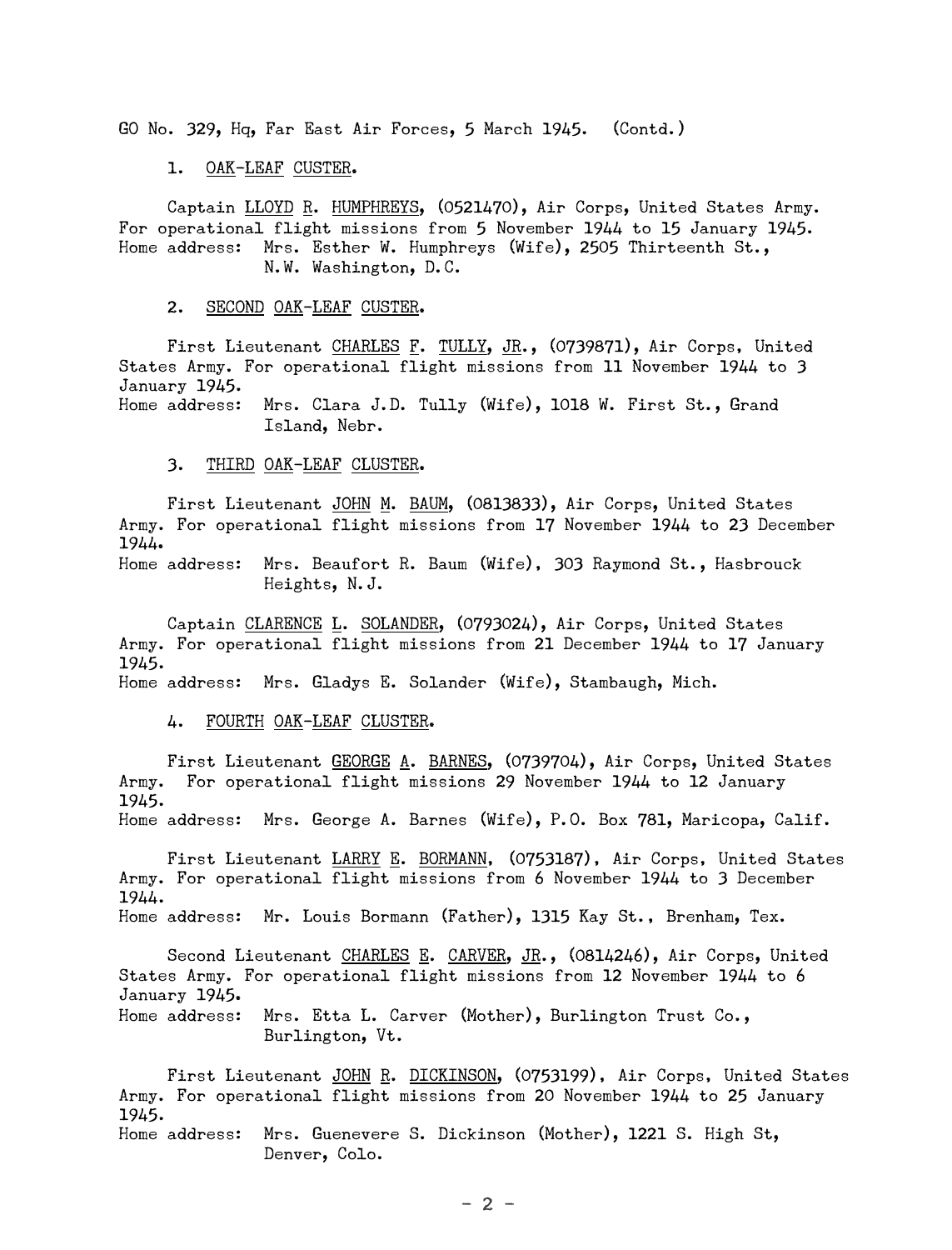GO No. 329, Hq, Far East Air Forces, 5 March 1945. (Contd.)

1. OAK-LEAF CUSTER.

Captain LLOYD R. HUMPHREYS, (O521470), Air Corps, United States Army. For operational flight missions from 5 November 1944 to 15 January 1945.
Home address: Mrs. Esther W. Humphreys (Wife), 2505 Thirteenth St., N.W. Washington, D.C.

2. SECOND OAK-LEAF CUSTER.

First Lieutenant CHARLES F. TULLY, JR., (O739871), Air Corps, United States Army. For operational flight missions from 11 November 1944 to 3 January 1945.
Home address: Mrs. Clara J.D. Tully (Wife), 1018 W. First St., Grand Island, Nebr.

3. THIRD OAK-LEAF CLUSTER.

First Lieutenant JOHN M. BAUM, (O813833), Air Corps, United States Army. For operational flight missions from 17 November 1944 to 23 December 1944.
Home address: Mrs. Beaufort R. Baum (Wife), 303 Raymond St., Hasbrouck Heights, N.J.

Captain CLARENCE L. SOLANDER, (O793024), Air Corps, United States Army. For operational flight missions from 21 December 1944 to 17 January 1945.
Home address: Mrs. Gladys E. Solander (Wife), Stambaugh, Mich.

4. FOURTH OAK-LEAF CLUSTER.

First Lieutenant GEORGE A. BARNES, (O739704), Air Corps, United States Army. For operational flight missions 29 November 1944 to 12 January 1945.
Home address: Mrs. George A. Barnes (Wife), P.O. Box 781, Maricopa, Calif.

First Lieutenant LARRY E. BORMANN, (O753187), Air Corps, United States Army. For operational flight missions from 6 November 1944 to 3 December 1944.
Home address: Mr. Louis Bormann (Father), 1315 Kay St., Brenham, Tex.

Second Lieutenant CHARLES E. CARVER, JR., (O814246), Air Corps, United States Army. For operational flight missions from 12 November 1944 to 6 January 1945.
Home address: Mrs. Etta L. Carver (Mother), Burlington Trust Co., Burlington, Vt.

First Lieutenant JOHN R. DICKINSON, (O753199), Air Corps, United States Army. For operational flight missions from 20 November 1944 to 25 January 1945.
Home address: Mrs. Guenevere S. Dickinson (Mother), 1221 S. High St, Denver, Colo.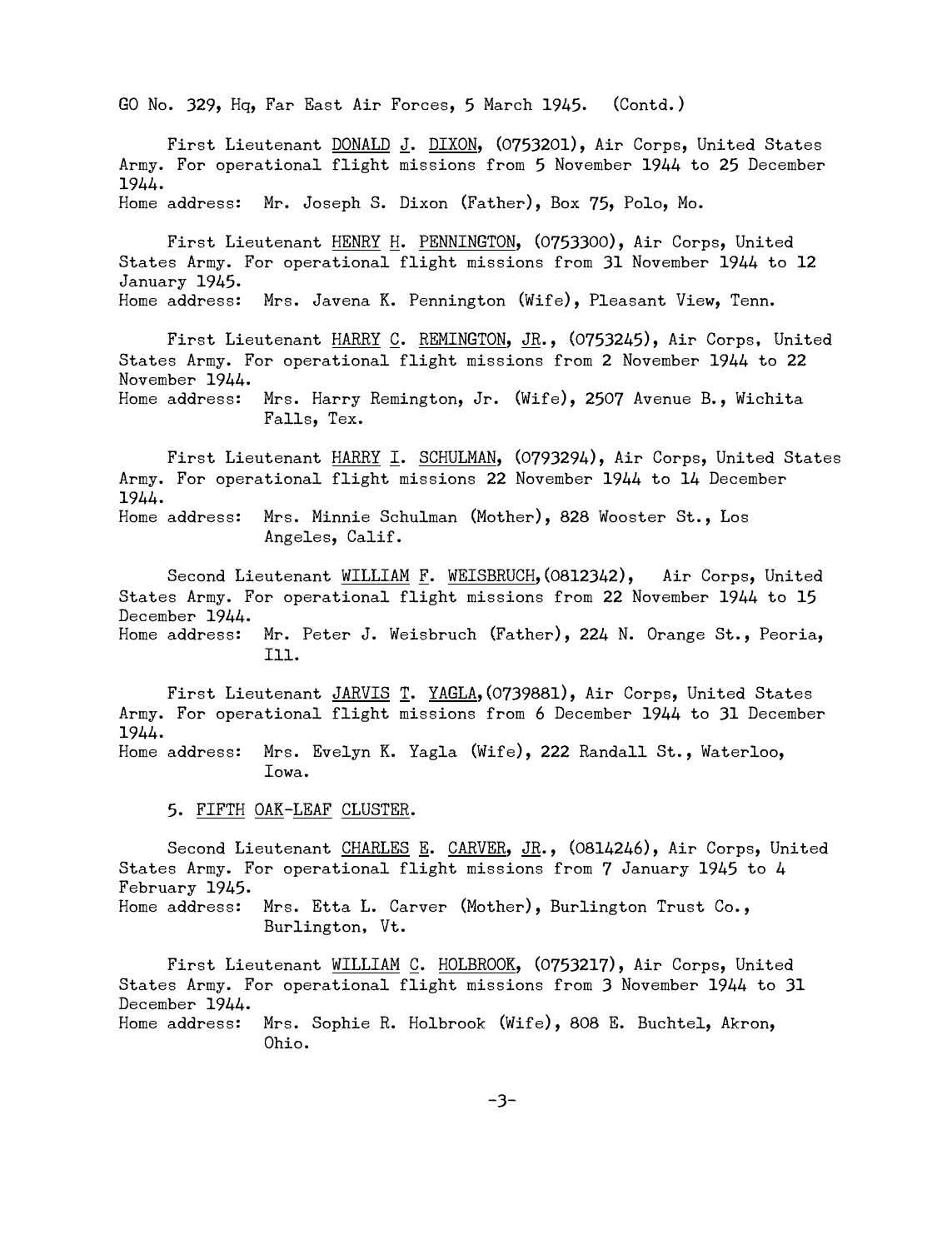GO No. 329, Hq, Far East Air Forces, 5 March 1945. (Contd.)

First Lieutenant DONALD J. DIXON, (0753201), Air Corps, United States Army. For operational flight missions from 5 November 1944 to 25 December 1944.
Home address: Mr. Joseph S. Dixon (Father), Box 75, Polo, Mo.

First Lieutenant HENRY H. PENNINGTON, (0753300), Air Corps, United States Army. For operational flight missions from 31 November 1944 to 12 January 1945.
Home address: Mrs. Javena K. Pennington (Wife), Pleasant View, Tenn.

First Lieutenant HARRY C. REMINGTON, JR., (0753245), Air Corps, United States Army. For operational flight missions from 2 November 1944 to 22 November 1944.
Home address: Mrs. Harry Remington, Jr. (Wife), 2507 Avenue B., Wichita Falls, Tex.

First Lieutenant HARRY I. SCHULMAN, (0793294), Air Corps, United States Army. For operational flight missions 22 November 1944 to 14 December 1944.
Home address: Mrs. Minnie Schulman (Mother), 828 Wooster St., Los Angeles, Calif.

Second Lieutenant WILLIAM F. WEISBRUCH,(0812342), Air Corps, United States Army. For operational flight missions from 22 November 1944 to 15 December 1944.
Home address: Mr. Peter J. Weisbruch (Father), 224 N. Orange St., Peoria, Ill.

First Lieutenant JARVIS T. YAGLA,(0739881), Air Corps, United States Army. For operational flight missions from 6 December 1944 to 31 December 1944.
Home address: Mrs. Evelyn K. Yagla (Wife), 222 Randall St., Waterloo, Iowa.

5. FIFTH OAK-LEAF CLUSTER.

Second Lieutenant CHARLES E. CARVER, JR., (0814246), Air Corps, United States Army. For operational flight missions from 7 January 1945 to 4 February 1945.
Home address: Mrs. Etta L. Carver (Mother), Burlington Trust Co., Burlington, Vt.

First Lieutenant WILLIAM C. HOLBROOK, (0753217), Air Corps, United States Army. For operational flight missions from 3 November 1944 to 31 December 1944.
Home address: Mrs. Sophie R. Holbrook (Wife), 808 E. Buchtel, Akron, Ohio.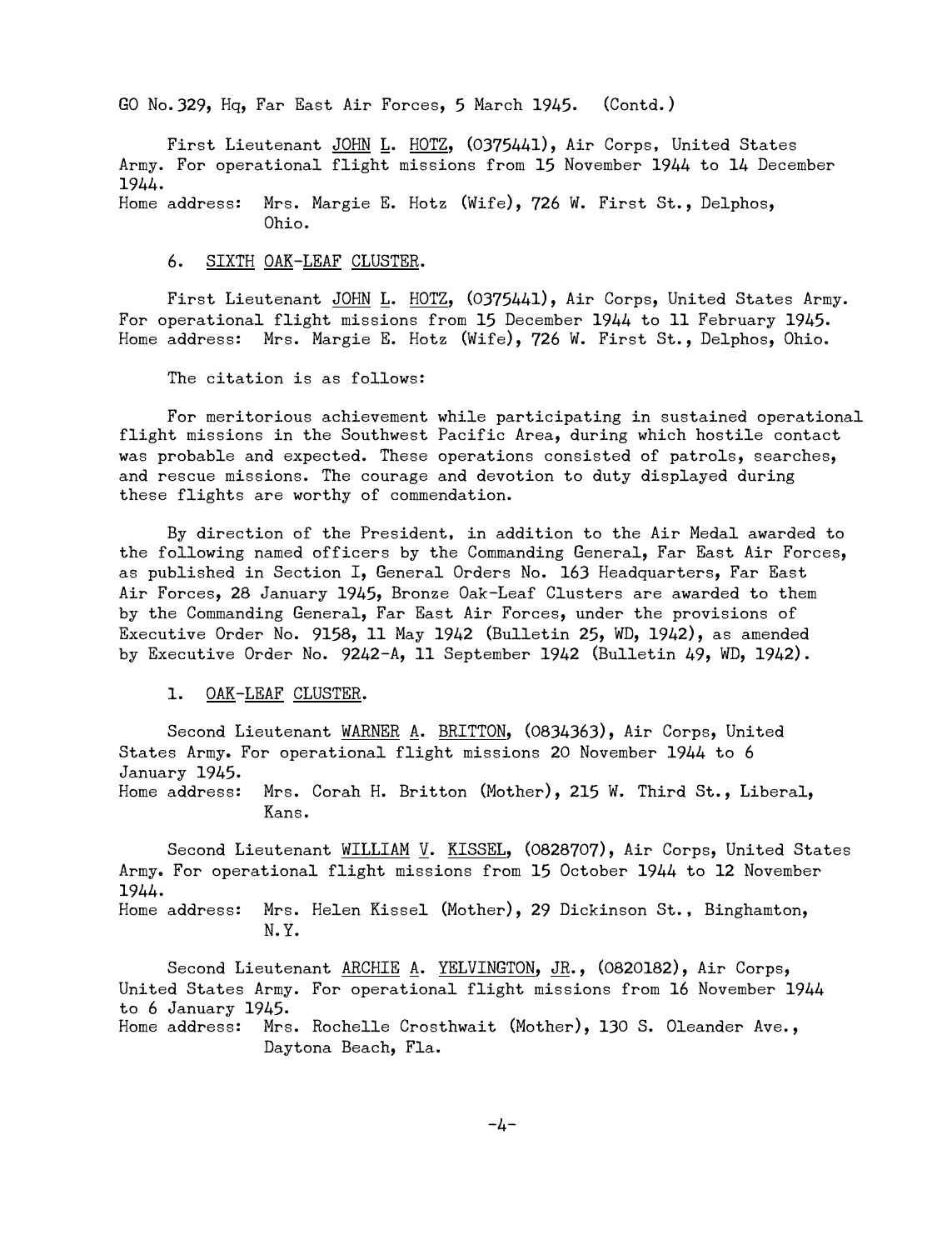GO No.329, Hq, Far East Air Forces, 5 March 1945. (Contd.)

First Lieutenant JOHN L. HOTZ, (O375441), Air Corps, United States Army. For operational flight missions from 15 November 1944 to 14 December 1944.
Home address: Mrs. Margie E. Hotz (Wife), 726 W. First St., Delphos, Ohio.

6. SIXTH OAK-LEAF CLUSTER.

First Lieutenant JOHN L. HOTZ, (O375441), Air Corps, United States Army. For operational flight missions from 15 December 1944 to 11 February 1945.
Home address: Mrs. Margie E. Hotz (Wife), 726 W. First St., Delphos, Ohio.

The citation is as follows:

For meritorious achievement while participating in sustained operational flight missions in the Southwest Pacific Area, during which hostile contact was probable and expected. These operations consisted of patrols, searches, and rescue missions. The courage and devotion to duty displayed during these flights are worthy of commendation.

By direction of the President, in addition to the Air Medal awarded to the following named officers by the Commanding General, Far East Air Forces, as published in Section I, General Orders No. 163 Headquarters, Far East Air Forces, 28 January 1945, Bronze Oak-Leaf Clusters are awarded to them by the Commanding General, Far East Air Forces, under the provisions of Executive Order No. 9158, 11 May 1942 (Bulletin 25, WD, 1942), as amended by Executive Order No. 9242-A, 11 September 1942 (Bulletin 49, WD, 1942).

1. OAK-LEAF CLUSTER.

Second Lieutenant WARNER A. BRITTON, (O834363), Air Corps, United States Army. For operational flight missions 20 November 1944 to 6 January 1945.
Home address: Mrs. Corah H. Britton (Mother), 215 W. Third St., Liberal, Kans.

Second Lieutenant WILLIAM V. KISSEL, (O828707), Air Corps, United States Army. For operational flight missions from 15 October 1944 to 12 November 1944.
Home address: Mrs. Helen Kissel (Mother), 29 Dickinson St., Binghamton, N.Y.

Second Lieutenant ARCHIE A. YELVINGTON, JR., (O820182), Air Corps, United States Army. For operational flight missions from 16 November 1944 to 6 January 1945.
Home address: Mrs. Rochelle Crosthwait (Mother), 130 S. Oleander Ave., Daytona Beach, Fla.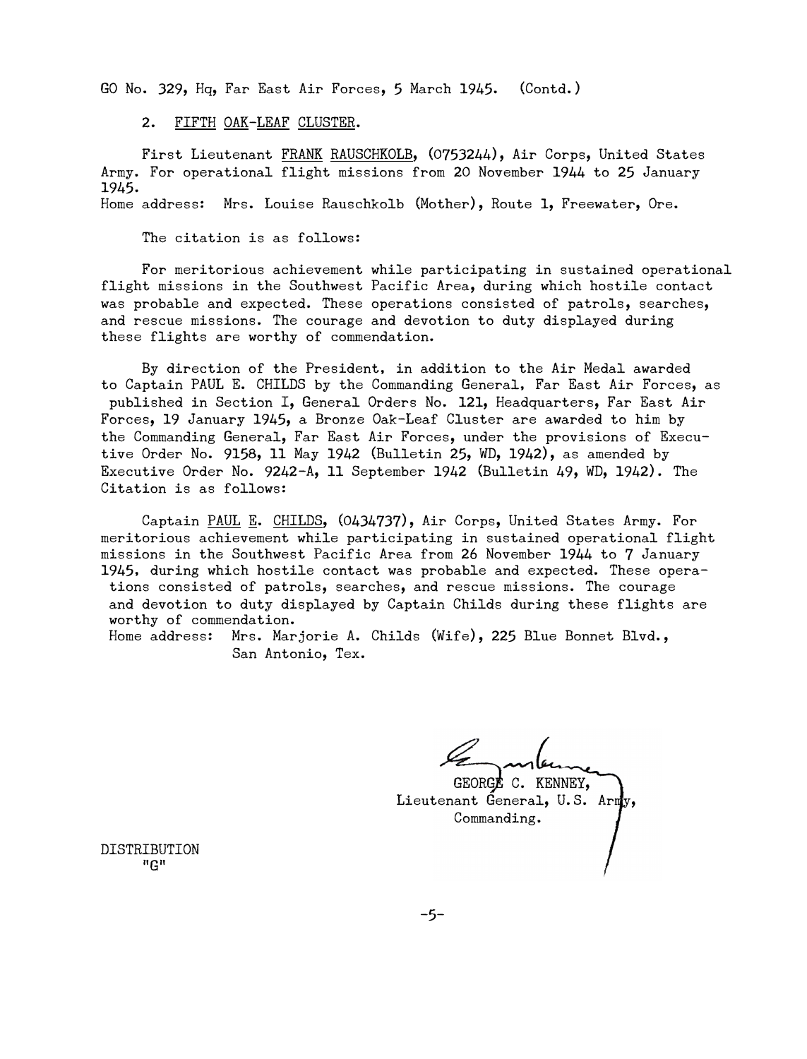GO No. 329, Hq, Far East Air Forces, 5 March 1945. (Contd.)

2. FIFTH OAK-LEAF CLUSTER.

First Lieutenant FRANK RAUSCHKOLB, (O753244), Air Corps, United States Army. For operational flight missions from 20 November 1944 to 25 January 1945.
Home address: Mrs. Louise Rauschkolb (Mother), Route 1, Freewater, Ore.

The citation is as follows:

For meritorious achievement while participating in sustained operational flight missions in the Southwest Pacific Area, during which hostile contact was probable and expected. These operations consisted of patrols, searches, and rescue missions. The courage and devotion to duty displayed during these flights are worthy of commendation.

By direction of the President, in addition to the Air Medal awarded to Captain PAUL E. CHILDS by the Commanding General, Far East Air Forces, as published in Section I, General Orders No. 121, Headquarters, Far East Air Forces, 19 January 1945, a Bronze Oak-Leaf Cluster are awarded to him by the Commanding General, Far East Air Forces, under the provisions of Executive Order No. 9158, 11 May 1942 (Bulletin 25, WD, 1942), as amended by Executive Order No. 9242-A, 11 September 1942 (Bulletin 49, WD, 1942). The Citation is as follows:

Captain PAUL E. CHILDS, (O434737), Air Corps, United States Army. For meritorious achievement while participating in sustained operational flight missions in the Southwest Pacific Area from 26 November 1944 to 7 January 1945, during which hostile contact was probable and expected. These operations consisted of patrols, searches, and rescue missions. The courage and devotion to duty displayed by Captain Childs during these flights are worthy of commendation.
Home address: Mrs. Marjorie A. Childs (Wife), 225 Blue Bonnet Blvd., San Antonio, Tex.

GEORGE C. KENNEY,
Lieutenant General, U.S. Army,
Commanding.

DISTRIBUTION
"G"